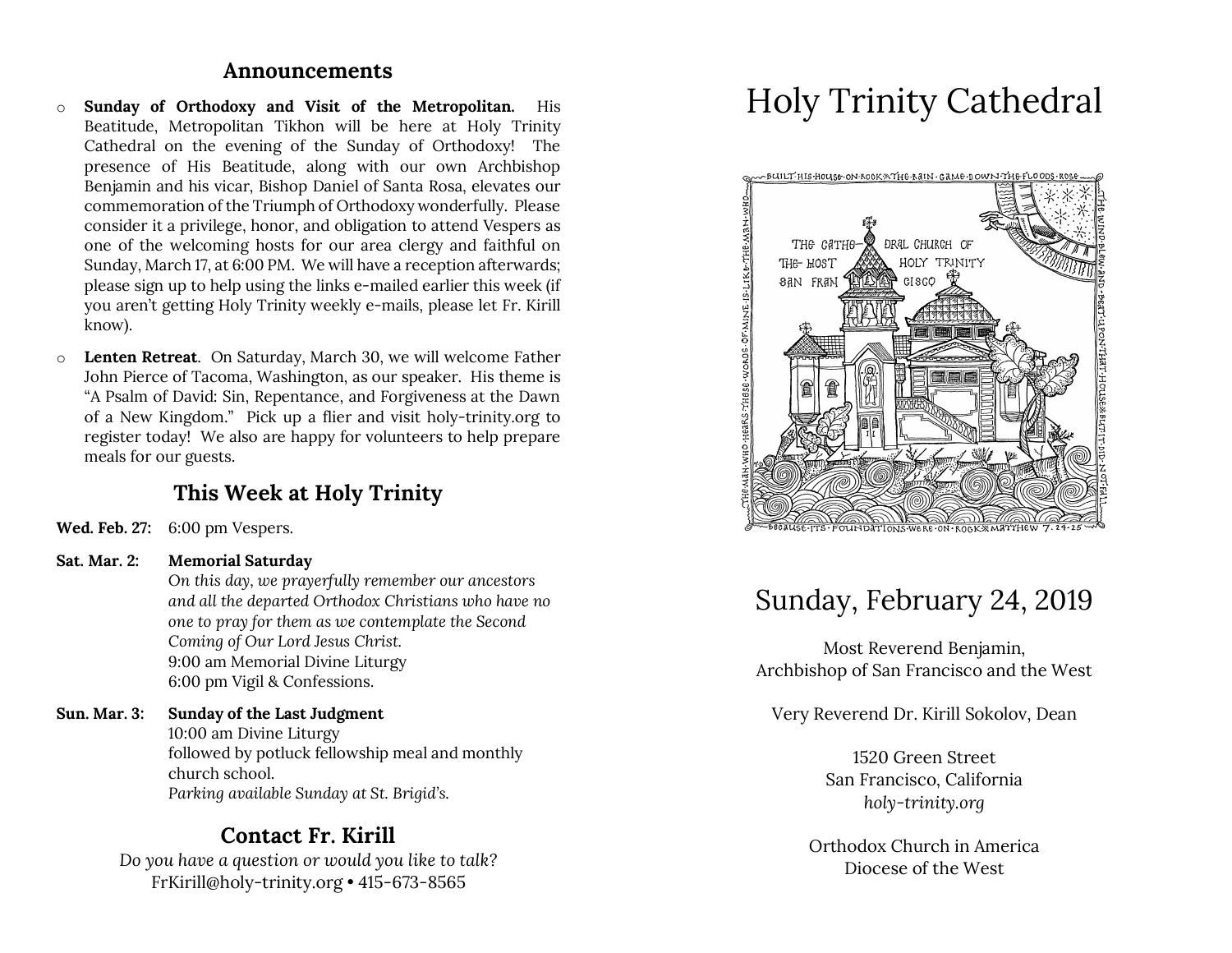## Announcements

- **Sunday of Orthodoxy and Visit of the Metropolitan.** His Beatitude, Metropolitan Tikhon will be here at Holy Trinity Cathedral on the evening of the Sunday of Orthodoxy! The presence of His Beatitude, along with our own Archbishop Benjamin and his vicar, Bishop Daniel of Santa Rosa, elevates our commemoration of the Triumph of Orthodoxy wonderfully. Please consider it a privilege, honor, and obligation to attend Vespers as one of the welcoming hosts for our area clergy and faithful on Sunday, March 17, at 6:00 PM. We will have a reception afterwards; please sign up to help using the links e-mailed earlier this week (if you aren't getting Holy Trinity weekly e-mails, please let Fr. Kirill know).
- **Lenten Retreat**. On Saturday, March 30, we will welcome Father John Pierce of Tacoma, Washington, as our speaker. His theme is "A Psalm of David: Sin, Repentance, and Forgiveness at the Dawn of a New Kingdom." Pick up a flier and visit holy-trinity.org to register today! We also are happy for volunteers to help prepare meals for our guests.

## This Week at Holy Trinity

**Wed. Feb. 27:** 6:00 pm Vespers.

**Sat. Mar. 2:** **Memorial Saturday**
*On this day, we prayerfully remember our ancestors and all the departed Orthodox Christians who have no one to pray for them as we contemplate the Second Coming of Our Lord Jesus Christ.*
9:00 am Memorial Divine Liturgy
6:00 pm Vigil & Confessions.

**Sun. Mar. 3:** **Sunday of the Last Judgment**
10:00 am Divine Liturgy
followed by potluck fellowship meal and monthly church school.
*Parking available Sunday at St. Brigid's.*

## Contact Fr. Kirill

*Do you have a question or would you like to talk?*
FrKirill@holy-trinity.org • 415-673-8565

# Holy Trinity Cathedral

BUILT HIS HOUSE ON ROCK ※ THE RAIN CAME DOWN THE FLOODS ROSE THE WIND BLEW AND BEAT UPON THAT HOUSE ※ BUT IT DID NOT FALL BECAUSE ITS FOUNDATIONS WERE ON ROCK ※ MATTHEW 7.24-25 THE MAN WHO HEARS THESE WORDS OF MINE IS LIKE THE MAN WHO

THE CATHEDRAL CHURCH OF THE MOST HOLY TRINITY SAN FRANCISCO

## Sunday, February 24, 2019

Most Reverend Benjamin,
Archbishop of San Francisco and the West

Very Reverend Dr. Kirill Sokolov, Dean

1520 Green Street
San Francisco, California
*holy-trinity.org*

Orthodox Church in America
Diocese of the West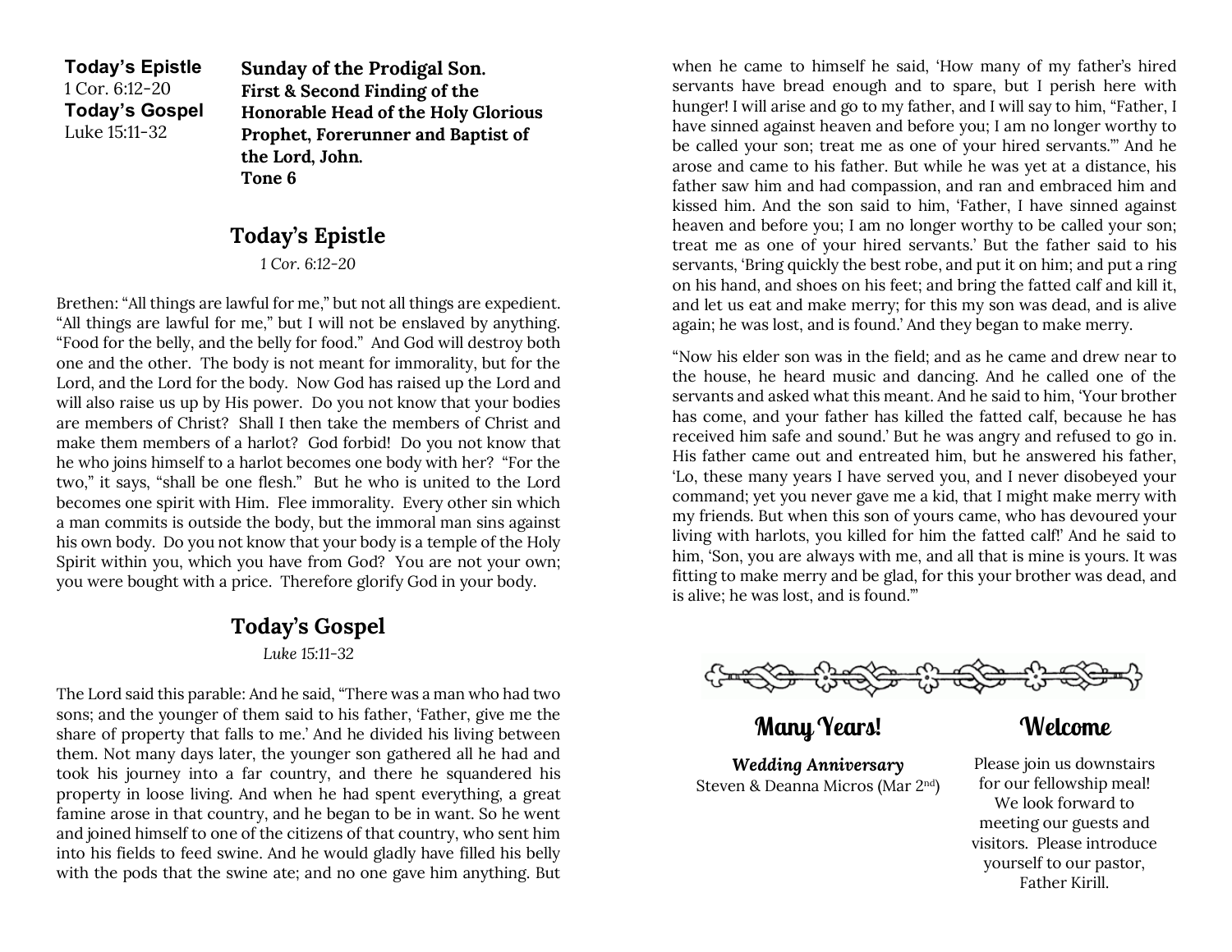**Today's Epistle**
1 Cor. 6:12-20
**Today's Gospel**
Luke 15:11-32

**Sunday of the Prodigal Son.**
**First & Second Finding of the Honorable Head of the Holy Glorious Prophet, Forerunner and Baptist of the Lord, John.**
**Tone 6**

## Today's Epistle

*1 Cor. 6:12-20*

Brethen: "All things are lawful for me," but not all things are expedient. "All things are lawful for me," but I will not be enslaved by anything. "Food for the belly, and the belly for food." And God will destroy both one and the other. The body is not meant for immorality, but for the Lord, and the Lord for the body. Now God has raised up the Lord and will also raise us up by His power. Do you not know that your bodies are members of Christ? Shall I then take the members of Christ and make them members of a harlot? God forbid! Do you not know that he who joins himself to a harlot becomes one body with her? "For the two," it says, "shall be one flesh." But he who is united to the Lord becomes one spirit with Him. Flee immorality. Every other sin which a man commits is outside the body, but the immoral man sins against his own body. Do you not know that your body is a temple of the Holy Spirit within you, which you have from God? You are not your own; you were bought with a price. Therefore glorify God in your body.

## Today's Gospel

*Luke 15:11-32*

The Lord said this parable: And he said, "There was a man who had two sons; and the younger of them said to his father, 'Father, give me the share of property that falls to me.' And he divided his living between them. Not many days later, the younger son gathered all he had and took his journey into a far country, and there he squandered his property in loose living. And when he had spent everything, a great famine arose in that country, and he began to be in want. So he went and joined himself to one of the citizens of that country, who sent him into his fields to feed swine. And he would gladly have filled his belly with the pods that the swine ate; and no one gave him anything. But when he came to himself he said, 'How many of my father's hired servants have bread enough and to spare, but I perish here with hunger! I will arise and go to my father, and I will say to him, "Father, I have sinned against heaven and before you; I am no longer worthy to be called your son; treat me as one of your hired servants."' And he arose and came to his father. But while he was yet at a distance, his father saw him and had compassion, and ran and embraced him and kissed him. And the son said to him, 'Father, I have sinned against heaven and before you; I am no longer worthy to be called your son; treat me as one of your hired servants.' But the father said to his servants, 'Bring quickly the best robe, and put it on him; and put a ring on his hand, and shoes on his feet; and bring the fatted calf and kill it, and let us eat and make merry; for this my son was dead, and is alive again; he was lost, and is found.' And they began to make merry.

"Now his elder son was in the field; and as he came and drew near to the house, he heard music and dancing. And he called one of the servants and asked what this meant. And he said to him, 'Your brother has come, and your father has killed the fatted calf, because he has received him safe and sound.' But he was angry and refused to go in. His father came out and entreated him, but he answered his father, 'Lo, these many years I have served you, and I never disobeyed your command; yet you never gave me a kid, that I might make merry with my friends. But when this son of yours came, who has devoured your living with harlots, you killed for him the fatted calf!' And he said to him, 'Son, you are always with me, and all that is mine is yours. It was fitting to make merry and be glad, for this your brother was dead, and is alive; he was lost, and is found.'"

## Many Years!

***Wedding Anniversary***
Steven & Deanna Micros (Mar 2nd)

## Welcome

Please join us downstairs for our fellowship meal! We look forward to meeting our guests and visitors. Please introduce yourself to our pastor, Father Kirill.